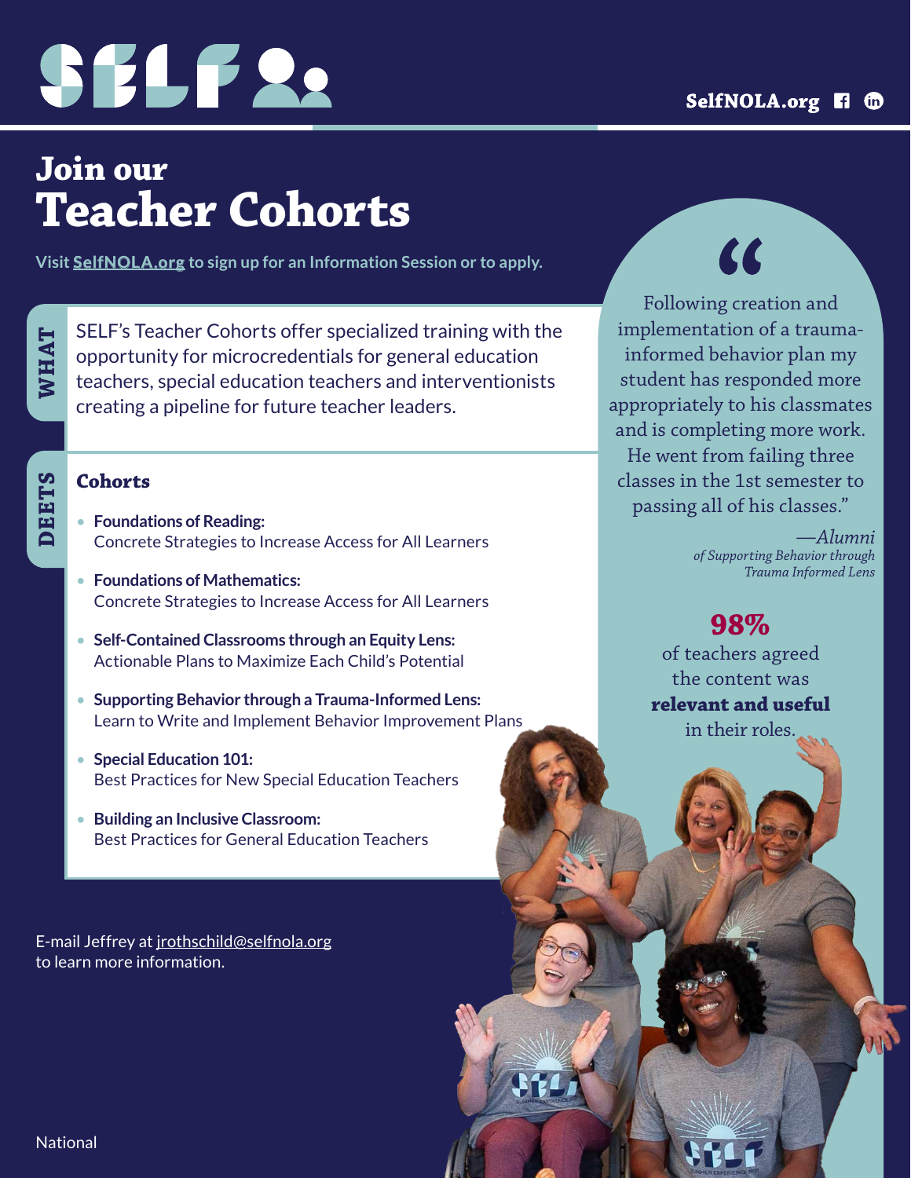SELF

SelfNOLA.org

# Join our Teacher Cohorts

**Visit SelfNOLA.org to sign up for an Information Session or to apply.**

**WHAT**

SELF's Teacher Cohorts offer specialized training with the opportunity for microcredentials for general education teachers, special education teachers and interventionists creating a pipeline for future teacher leaders.

**DEETS**

## Cohorts

- **Foundations of Reading:**
  Concrete Strategies to Increase Access for All Learners
- **Foundations of Mathematics:**
  Concrete Strategies to Increase Access for All Learners
- **Self-Contained Classrooms through an Equity Lens:**
  Actionable Plans to Maximize Each Child's Potential
- **Supporting Behavior through a Trauma-Informed Lens:**
  Learn to Write and Implement Behavior Improvement Plans
- **Special Education 101:**
  Best Practices for New Special Education Teachers
- **Building an Inclusive Classroom:**
  Best Practices for General Education Teachers

"Following creation and implementation of a trauma-informed behavior plan my student has responded more appropriately to his classmates and is completing more work. He went from failing three classes in the 1st semester to passing all of his classes."

*—Alumni*
*of Supporting Behavior through Trauma Informed Lens*

**98%**
of teachers agreed the content was **relevant and useful** in their roles.

E-mail Jeffrey at jrothschild@selfnola.org to learn more information.

National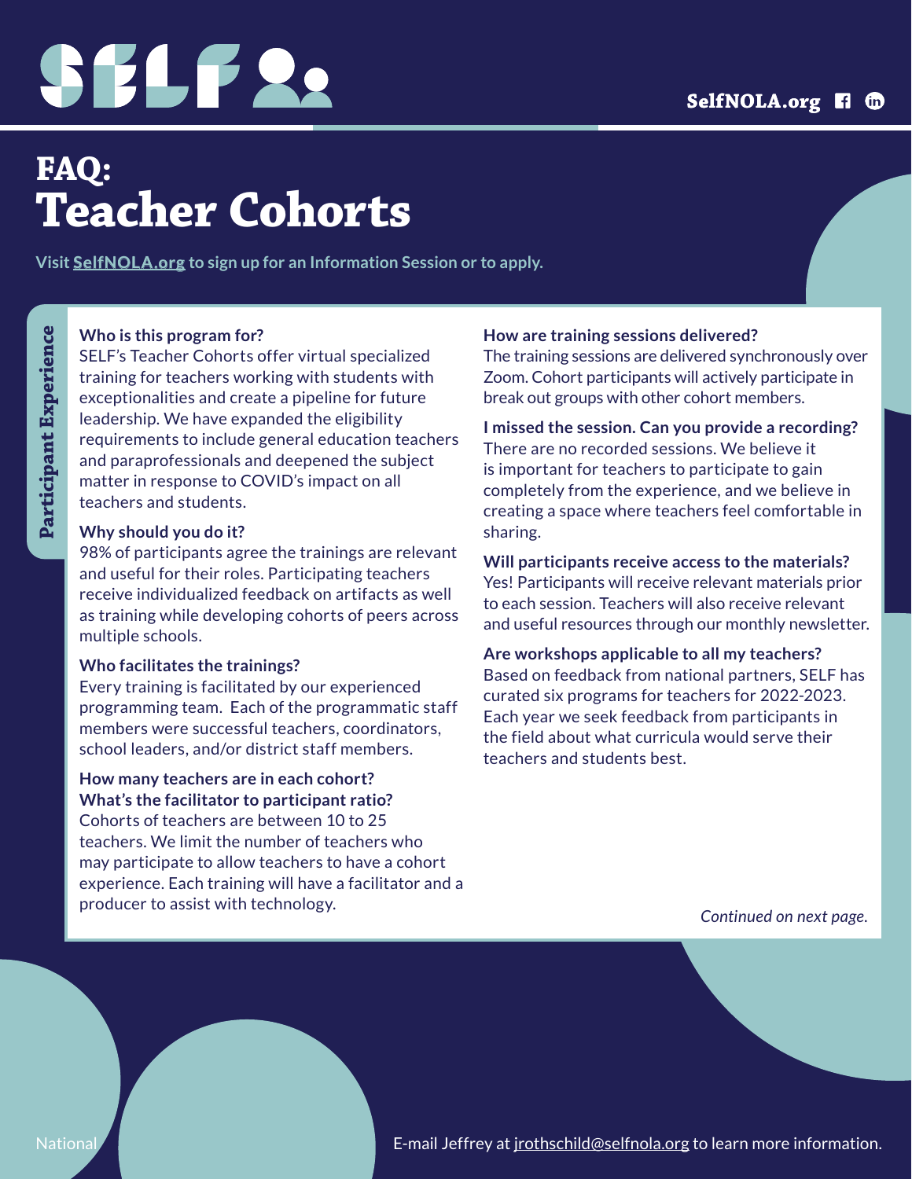SelfNOLA.org

# FAQ: Teacher Cohorts

Visit SelfNOLA.org to sign up for an Information Session or to apply.

## Participant Experience

**Who is this program for?**
SELF's Teacher Cohorts offer virtual specialized training for teachers working with students with exceptionalities and create a pipeline for future leadership. We have expanded the eligibility requirements to include general education teachers and paraprofessionals and deepened the subject matter in response to COVID's impact on all teachers and students.

**Why should you do it?**
98% of participants agree the trainings are relevant and useful for their roles. Participating teachers receive individualized feedback on artifacts as well as training while developing cohorts of peers across multiple schools.

**Who facilitates the trainings?**
Every training is facilitated by our experienced programming team. Each of the programmatic staff members were successful teachers, coordinators, school leaders, and/or district staff members.

**How many teachers are in each cohort? What's the facilitator to participant ratio?**
Cohorts of teachers are between 10 to 25 teachers. We limit the number of teachers who may participate to allow teachers to have a cohort experience. Each training will have a facilitator and a producer to assist with technology.

**How are training sessions delivered?**
The training sessions are delivered synchronously over Zoom. Cohort participants will actively participate in break out groups with other cohort members.

**I missed the session. Can you provide a recording?**
There are no recorded sessions. We believe it is important for teachers to participate to gain completely from the experience, and we believe in creating a space where teachers feel comfortable in sharing.

**Will participants receive access to the materials?**
Yes! Participants will receive relevant materials prior to each session. Teachers will also receive relevant and useful resources through our monthly newsletter.

**Are workshops applicable to all my teachers?**
Based on feedback from national partners, SELF has curated six programs for teachers for 2022-2023. Each year we seek feedback from participants in the field about what curricula would serve their teachers and students best.

*Continued on next page.*

National

E-mail Jeffrey at jrothschild@selfnola.org to learn more information.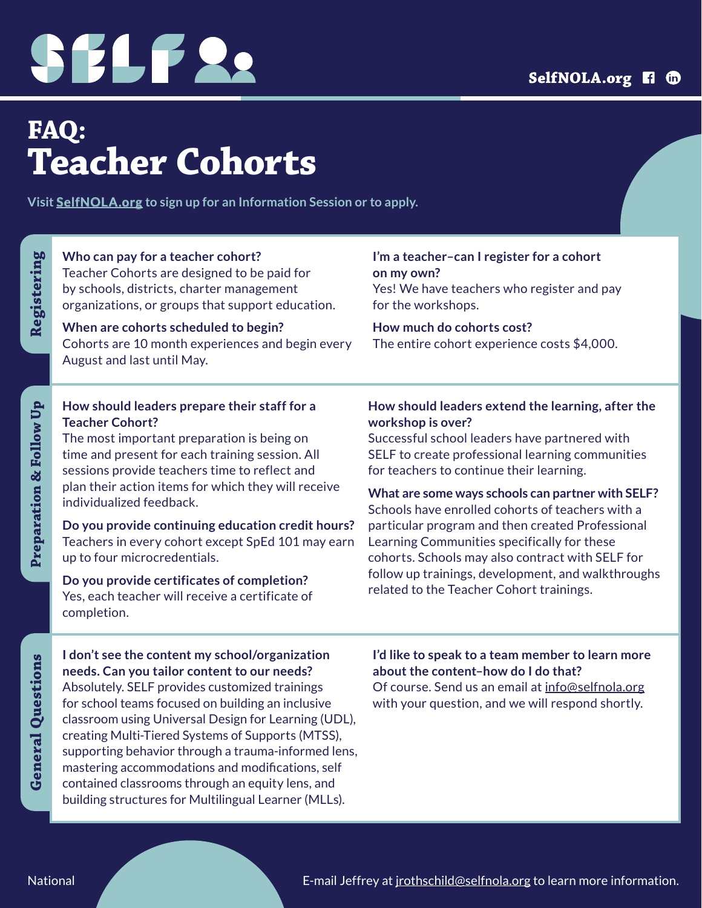SelfNOLA.org

# FAQ: Teacher Cohorts

Visit SelfNOLA.org to sign up for an Information Session or to apply.

## Registering

**Who can pay for a teacher cohort?**
Teacher Cohorts are designed to be paid for by schools, districts, charter management organizations, or groups that support education.

**When are cohorts scheduled to begin?**
Cohorts are 10 month experiences and begin every August and last until May.

**I'm a teacher–can I register for a cohort on my own?**
Yes! We have teachers who register and pay for the workshops.

**How much do cohorts cost?**
The entire cohort experience costs $4,000.

## Preparation & Follow Up

**How should leaders prepare their staff for a Teacher Cohort?**
The most important preparation is being on time and present for each training session. All sessions provide teachers time to reflect and plan their action items for which they will receive individualized feedback.

**Do you provide continuing education credit hours?**
Teachers in every cohort except SpEd 101 may earn up to four microcredentials.

**Do you provide certificates of completion?**
Yes, each teacher will receive a certificate of completion.

**How should leaders extend the learning, after the workshop is over?**
Successful school leaders have partnered with SELF to create professional learning communities for teachers to continue their learning.

**What are some ways schools can partner with SELF?**
Schools have enrolled cohorts of teachers with a particular program and then created Professional Learning Communities specifically for these cohorts. Schools may also contract with SELF for follow up trainings, development, and walkthroughs related to the Teacher Cohort trainings.

## General Questions

**I don't see the content my school/organization needs. Can you tailor content to our needs?**
Absolutely. SELF provides customized trainings for school teams focused on building an inclusive classroom using Universal Design for Learning (UDL), creating Multi-Tiered Systems of Supports (MTSS), supporting behavior through a trauma-informed lens, mastering accommodations and modifications, self contained classrooms through an equity lens, and building structures for Multilingual Learner (MLLs).

**I'd like to speak to a team member to learn more about the content–how do I do that?**
Of course. Send us an email at info@selfnola.org with your question, and we will respond shortly.

National

E-mail Jeffrey at jrothschild@selfnola.org to learn more information.